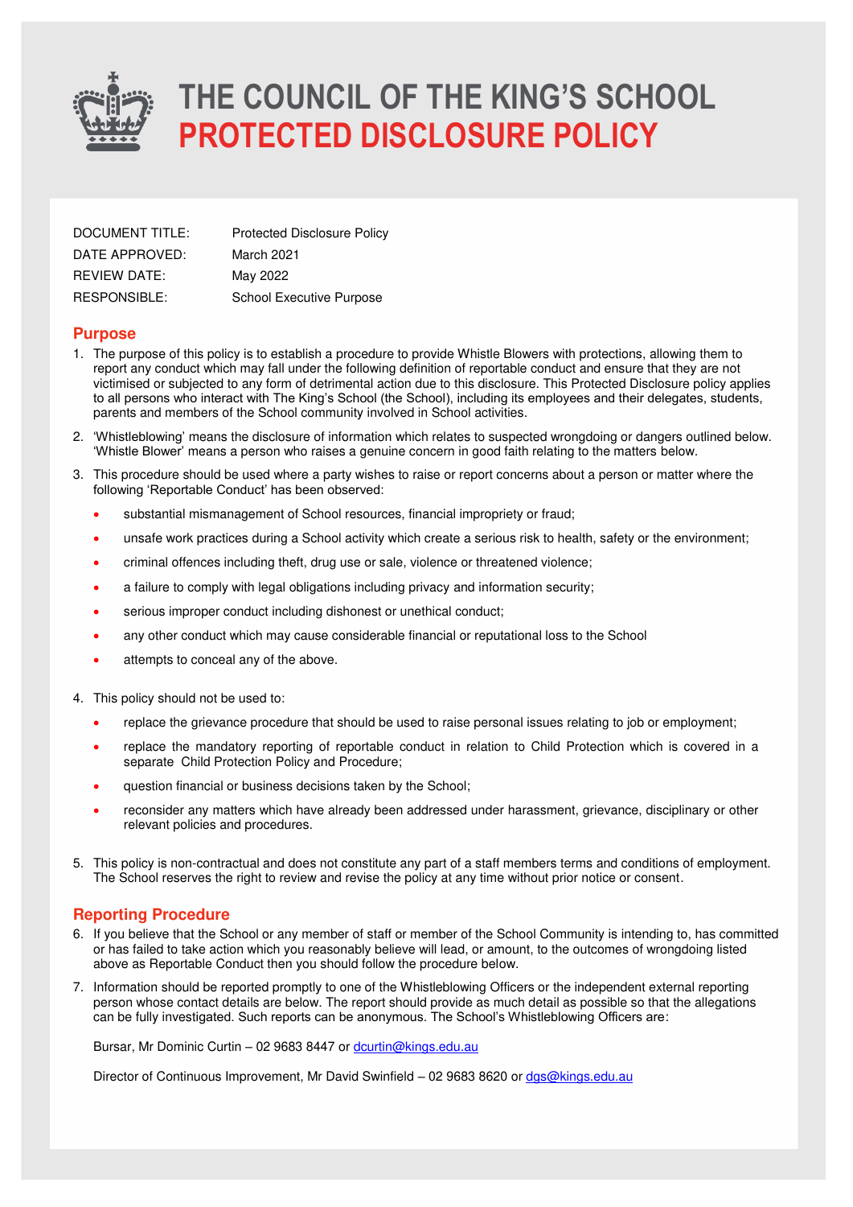# THE COUNCIL OF THE KING'S SCHOOL
# PROTECTED DISCLOSURE POLICY

| | |
|---|---|
| DOCUMENT TITLE: | Protected Disclosure Policy |
| DATE APPROVED: | March 2021 |
| REVIEW DATE: | May 2022 |
| RESPONSIBLE: | School Executive Purpose |

## Purpose

1. The purpose of this policy is to establish a procedure to provide Whistle Blowers with protections, allowing them to report any conduct which may fall under the following definition of reportable conduct and ensure that they are not victimised or subjected to any form of detrimental action due to this disclosure. This Protected Disclosure policy applies to all persons who interact with The King's School (the School), including its employees and their delegates, students, parents and members of the School community involved in School activities.
2. 'Whistleblowing' means the disclosure of information which relates to suspected wrongdoing or dangers outlined below. 'Whistle Blower' means a person who raises a genuine concern in good faith relating to the matters below.
3. This procedure should be used where a party wishes to raise or report concerns about a person or matter where the following 'Reportable Conduct' has been observed:
   - substantial mismanagement of School resources, financial impropriety or fraud;
   - unsafe work practices during a School activity which create a serious risk to health, safety or the environment;
   - criminal offences including theft, drug use or sale, violence or threatened violence;
   - a failure to comply with legal obligations including privacy and information security;
   - serious improper conduct including dishonest or unethical conduct;
   - any other conduct which may cause considerable financial or reputational loss to the School
   - attempts to conceal any of the above.
4. This policy should not be used to:
   - replace the grievance procedure that should be used to raise personal issues relating to job or employment;
   - replace the mandatory reporting of reportable conduct in relation to Child Protection which is covered in a separate Child Protection Policy and Procedure;
   - question financial or business decisions taken by the School;
   - reconsider any matters which have already been addressed under harassment, grievance, disciplinary or other relevant policies and procedures.
5. This policy is non-contractual and does not constitute any part of a staff members terms and conditions of employment. The School reserves the right to review and revise the policy at any time without prior notice or consent.

## Reporting Procedure

6. If you believe that the School or any member of staff or member of the School Community is intending to, has committed or has failed to take action which you reasonably believe will lead, or amount, to the outcomes of wrongdoing listed above as Reportable Conduct then you should follow the procedure below.
7. Information should be reported promptly to one of the Whistleblowing Officers or the independent external reporting person whose contact details are below. The report should provide as much detail as possible so that the allegations can be fully investigated. Such reports can be anonymous. The School's Whistleblowing Officers are:

   Bursar, Mr Dominic Curtin – 02 9683 8447 or dcurtin@kings.edu.au

   Director of Continuous Improvement, Mr David Swinfield – 02 9683 8620 or dgs@kings.edu.au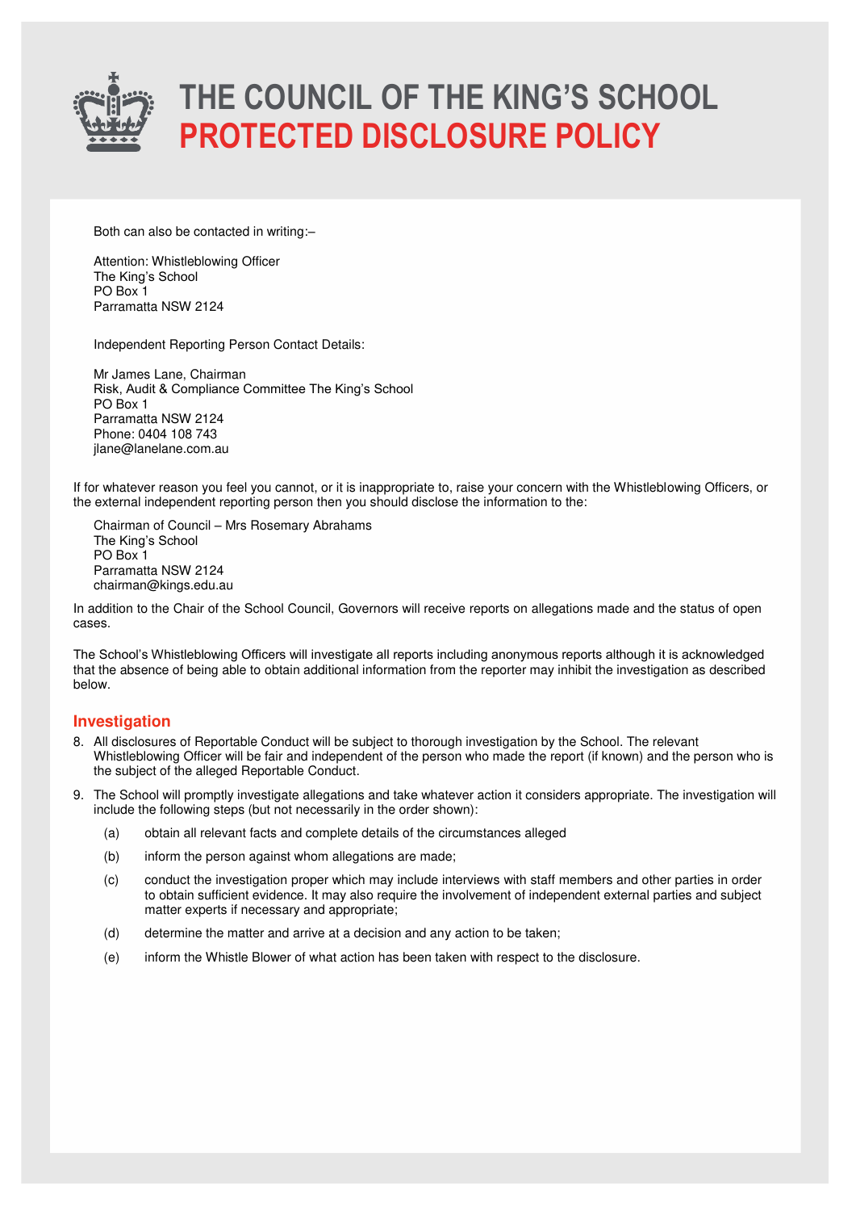Both can also be contacted in writing:–

Attention: Whistleblowing Officer
The King's School
PO Box 1
Parramatta NSW 2124

Independent Reporting Person Contact Details:

Mr James Lane, Chairman
Risk, Audit & Compliance Committee The King's School
PO Box 1
Parramatta NSW 2124
Phone: 0404 108 743
jlane@lanelane.com.au

If for whatever reason you feel you cannot, or it is inappropriate to, raise your concern with the Whistleblowing Officers, or the external independent reporting person then you should disclose the information to the:

Chairman of Council – Mrs Rosemary Abrahams
The King's School
PO Box 1
Parramatta NSW 2124
chairman@kings.edu.au

In addition to the Chair of the School Council, Governors will receive reports on allegations made and the status of open cases.

The School's Whistleblowing Officers will investigate all reports including anonymous reports although it is acknowledged that the absence of being able to obtain additional information from the reporter may inhibit the investigation as described below.

## Investigation

8. All disclosures of Reportable Conduct will be subject to thorough investigation by the School. The relevant Whistleblowing Officer will be fair and independent of the person who made the report (if known) and the person who is the subject of the alleged Reportable Conduct.

9. The School will promptly investigate allegations and take whatever action it considers appropriate. The investigation will include the following steps (but not necessarily in the order shown):

   (a) obtain all relevant facts and complete details of the circumstances alleged

   (b) inform the person against whom allegations are made;

   (c) conduct the investigation proper which may include interviews with staff members and other parties in order to obtain sufficient evidence. It may also require the involvement of independent external parties and subject matter experts if necessary and appropriate;

   (d) determine the matter and arrive at a decision and any action to be taken;

   (e) inform the Whistle Blower of what action has been taken with respect to the disclosure.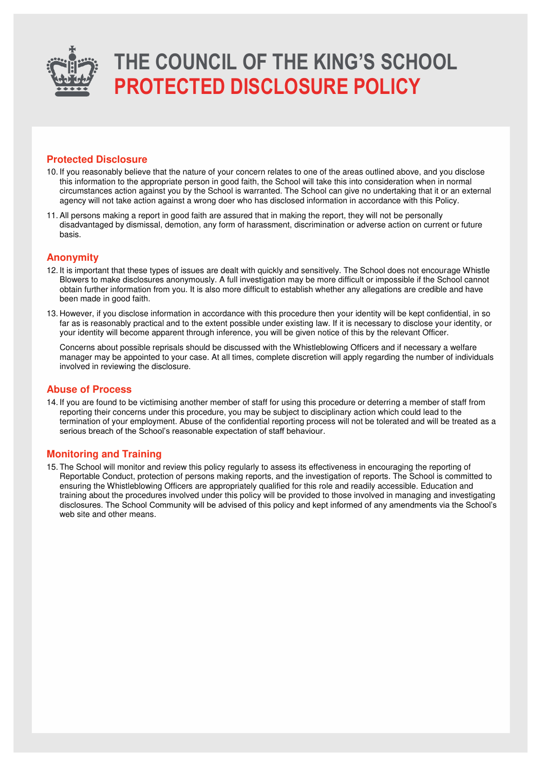# THE COUNCIL OF THE KING'S SCHOOL
# PROTECTED DISCLOSURE POLICY

## Protected Disclosure

10. If you reasonably believe that the nature of your concern relates to one of the areas outlined above, and you disclose this information to the appropriate person in good faith, the School will take this into consideration when in normal circumstances action against you by the School is warranted. The School can give no undertaking that it or an external agency will not take action against a wrong doer who has disclosed information in accordance with this Policy.

11. All persons making a report in good faith are assured that in making the report, they will not be personally disadvantaged by dismissal, demotion, any form of harassment, discrimination or adverse action on current or future basis.

## Anonymity

12. It is important that these types of issues are dealt with quickly and sensitively. The School does not encourage Whistle Blowers to make disclosures anonymously. A full investigation may be more difficult or impossible if the School cannot obtain further information from you. It is also more difficult to establish whether any allegations are credible and have been made in good faith.

13. However, if you disclose information in accordance with this procedure then your identity will be kept confidential, in so far as is reasonably practical and to the extent possible under existing law. If it is necessary to disclose your identity, or your identity will become apparent through inference, you will be given notice of this by the relevant Officer.

    Concerns about possible reprisals should be discussed with the Whistleblowing Officers and if necessary a welfare manager may be appointed to your case. At all times, complete discretion will apply regarding the number of individuals involved in reviewing the disclosure.

## Abuse of Process

14. If you are found to be victimising another member of staff for using this procedure or deterring a member of staff from reporting their concerns under this procedure, you may be subject to disciplinary action which could lead to the termination of your employment. Abuse of the confidential reporting process will not be tolerated and will be treated as a serious breach of the School's reasonable expectation of staff behaviour.

## Monitoring and Training

15. The School will monitor and review this policy regularly to assess its effectiveness in encouraging the reporting of Reportable Conduct, protection of persons making reports, and the investigation of reports. The School is committed to ensuring the Whistleblowing Officers are appropriately qualified for this role and readily accessible. Education and training about the procedures involved under this policy will be provided to those involved in managing and investigating disclosures. The School Community will be advised of this policy and kept informed of any amendments via the School's web site and other means.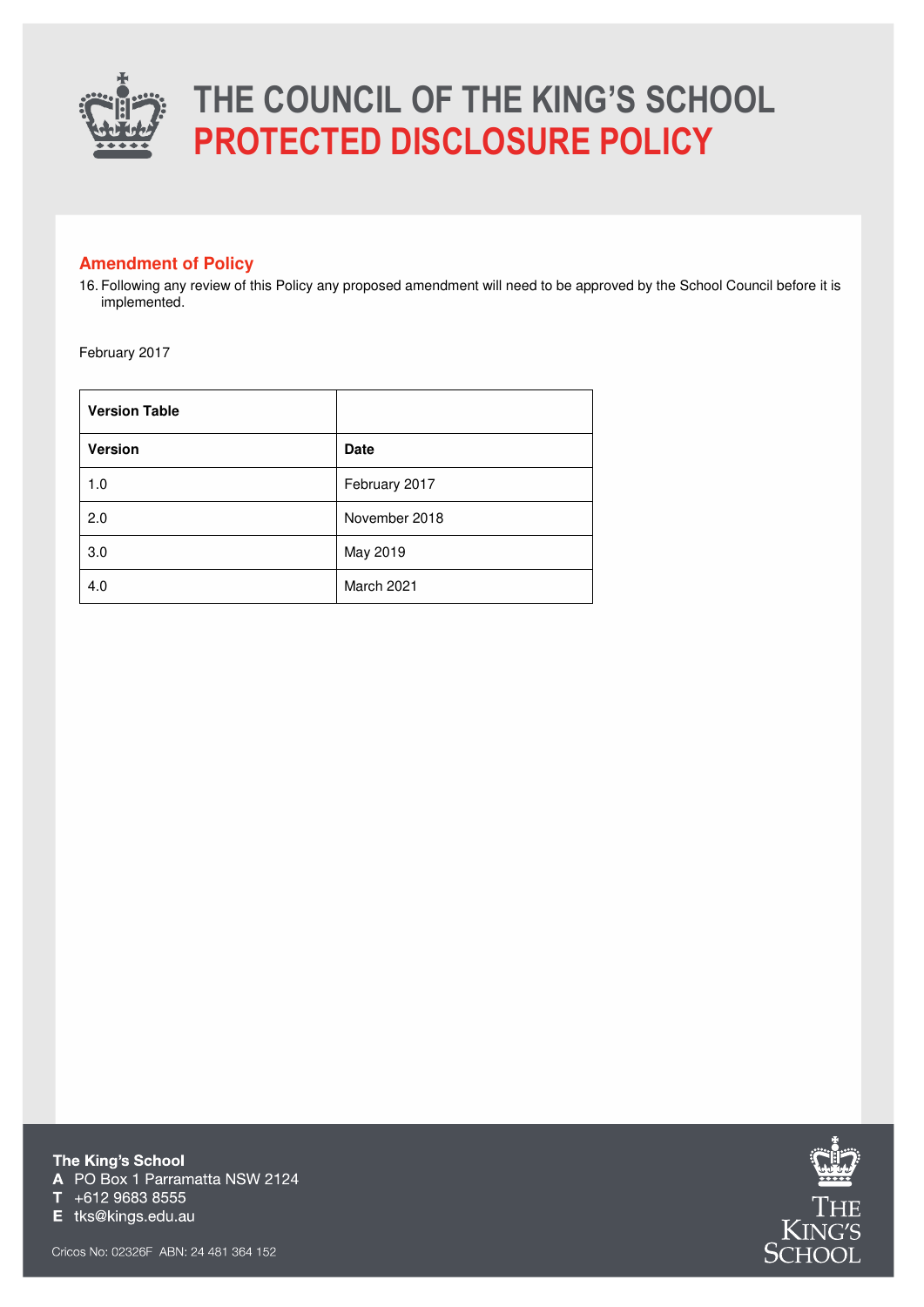## Amendment of Policy

16. Following any review of this Policy any proposed amendment will need to be approved by the School Council before it is implemented.

February 2017

| Version Table | |
|---|---|
| **Version** | **Date** |
| 1.0 | February 2017 |
| 2.0 | November 2018 |
| 3.0 | May 2019 |
| 4.0 | March 2021 |